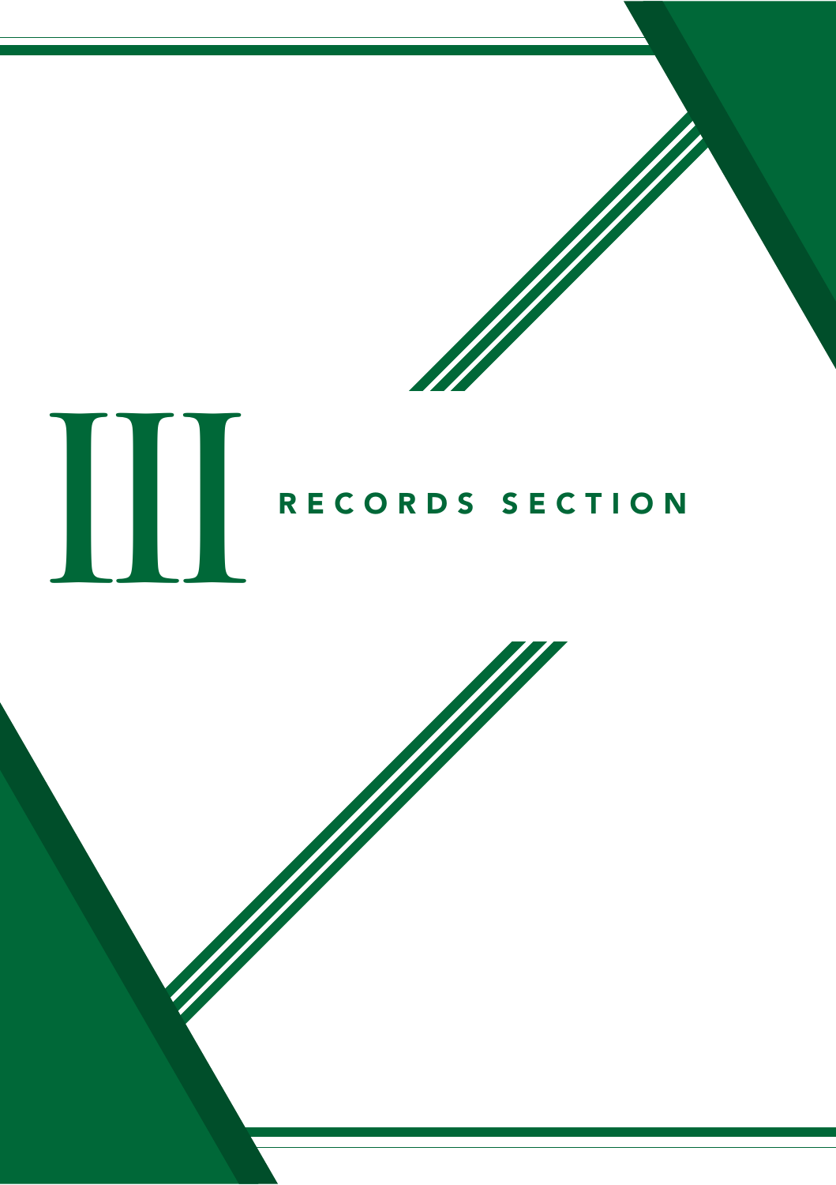# III RECORDS SECTION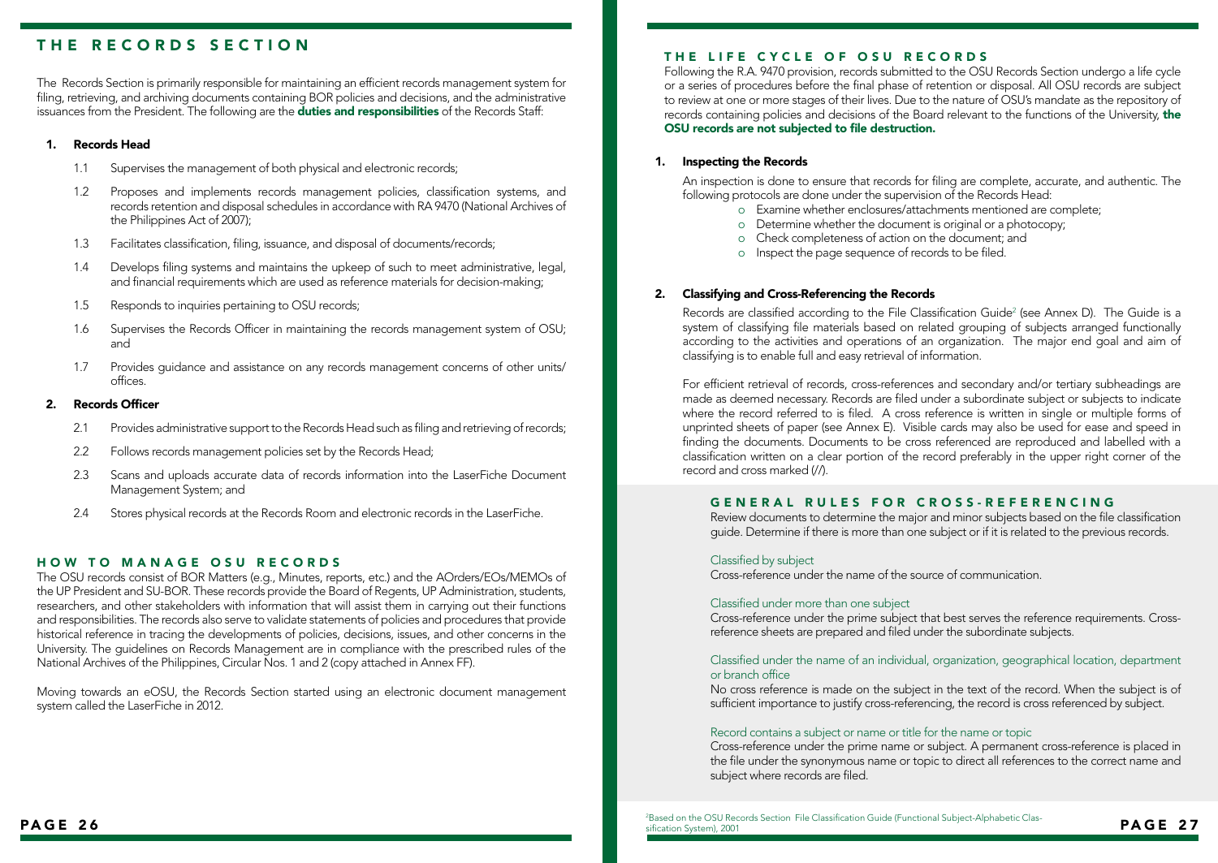# THE RECORDS SECTION

The Records Section is primarily responsible for maintaining an efficient records management system for filing, retrieving, and archiving documents containing BOR policies and decisions, and the administrative issuances from the President. The following are the **duties and responsibilities** of the Records Staff:

1. **Records Head**
   - 1.1 Supervises the management of both physical and electronic records;
   - 1.2 Proposes and implements records management policies, classification systems, and records retention and disposal schedules in accordance with RA 9470 (National Archives of the Philippines Act of 2007);
   - 1.3 Facilitates classification, filing, issuance, and disposal of documents/records;
   - 1.4 Develops filing systems and maintains the upkeep of such to meet administrative, legal, and financial requirements which are used as reference materials for decision-making;
   - 1.5 Responds to inquiries pertaining to OSU records;
   - 1.6 Supervises the Records Officer in maintaining the records management system of OSU; and
   - 1.7 Provides guidance and assistance on any records management concerns of other units/ offices.
2. **Records Officer**
   - 2.1 Provides administrative support to the Records Head such as filing and retrieving of records;
   - 2.2 Follows records management policies set by the Records Head;
   - 2.3 Scans and uploads accurate data of records information into the LaserFiche Document Management System; and
   - 2.4 Stores physical records at the Records Room and electronic records in the LaserFiche.

## HOW TO MANAGE OSU RECORDS

The OSU records consist of BOR Matters (e.g., Minutes, reports, etc.) and the AOrders/EOs/MEMOs of the UP President and SU-BOR. These records provide the Board of Regents, UP Administration, students, researchers, and other stakeholders with information that will assist them in carrying out their functions and responsibilities. The records also serve to validate statements of policies and procedures that provide historical reference in tracing the developments of policies, decisions, issues, and other concerns in the University. The guidelines on Records Management are in compliance with the prescribed rules of the National Archives of the Philippines, Circular Nos. 1 and 2 (copy attached in Annex FF).

Moving towards an eOSU, the Records Section started using an electronic document management system called the LaserFiche in 2012.

## THE LIFE CYCLE OF OSU RECORDS

Following the R.A. 9470 provision, records submitted to the OSU Records Section undergo a life cycle or a series of procedures before the final phase of retention or disposal. All OSU records are subject to review at one or more stages of their lives. Due to the nature of OSU's mandate as the repository of records containing policies and decisions of the Board relevant to the functions of the University, **the OSU records are not subjected to file destruction.**

1. **Inspecting the Records**

   An inspection is done to ensure that records for filing are complete, accurate, and authentic. The following protocols are done under the supervision of the Records Head:
   - Examine whether enclosures/attachments mentioned are complete;
   - Determine whether the document is original or a photocopy;
   - Check completeness of action on the document; and
   - Inspect the page sequence of records to be filed.

2. **Classifying and Cross-Referencing the Records**

   Records are classified according to the File Classification Guide[2] (see Annex D). The Guide is a system of classifying file materials based on related grouping of subjects arranged functionally according to the activities and operations of an organization. The major end goal and aim of classifying is to enable full and easy retrieval of information.

   For efficient retrieval of records, cross-references and secondary and/or tertiary subheadings are made as deemed necessary. Records are filed under a subordinate subject or subjects to indicate where the record referred to is filed. A cross reference is written in single or multiple forms of unprinted sheets of paper (see Annex E). Visible cards may also be used for ease and speed in finding the documents. Documents to be cross referenced are reproduced and labelled with a classification written on a clear portion of the record preferably in the upper right corner of the record and cross marked (//).

### GENERAL RULES FOR CROSS-REFERENCING

Review documents to determine the major and minor subjects based on the file classification guide. Determine if there is more than one subject or if it is related to the previous records.

Classified by subject

Cross-reference under the name of the source of communication.

Classified under more than one subject

Cross-reference under the prime subject that best serves the reference requirements. Cross-reference sheets are prepared and filed under the subordinate subjects.

Classified under the name of an individual, organization, geographical location, department or branch office

No cross reference is made on the subject in the text of the record. When the subject is of sufficient importance to justify cross-referencing, the record is cross referenced by subject.

Record contains a subject or name or title for the name or topic

Cross-reference under the prime name or subject. A permanent cross-reference is placed in the file under the synonymous name or topic to direct all references to the correct name and subject where records are filed.

[2]Based on the OSU Records Section File Classification Guide (Functional Subject-Alphabetic Classification System), 2001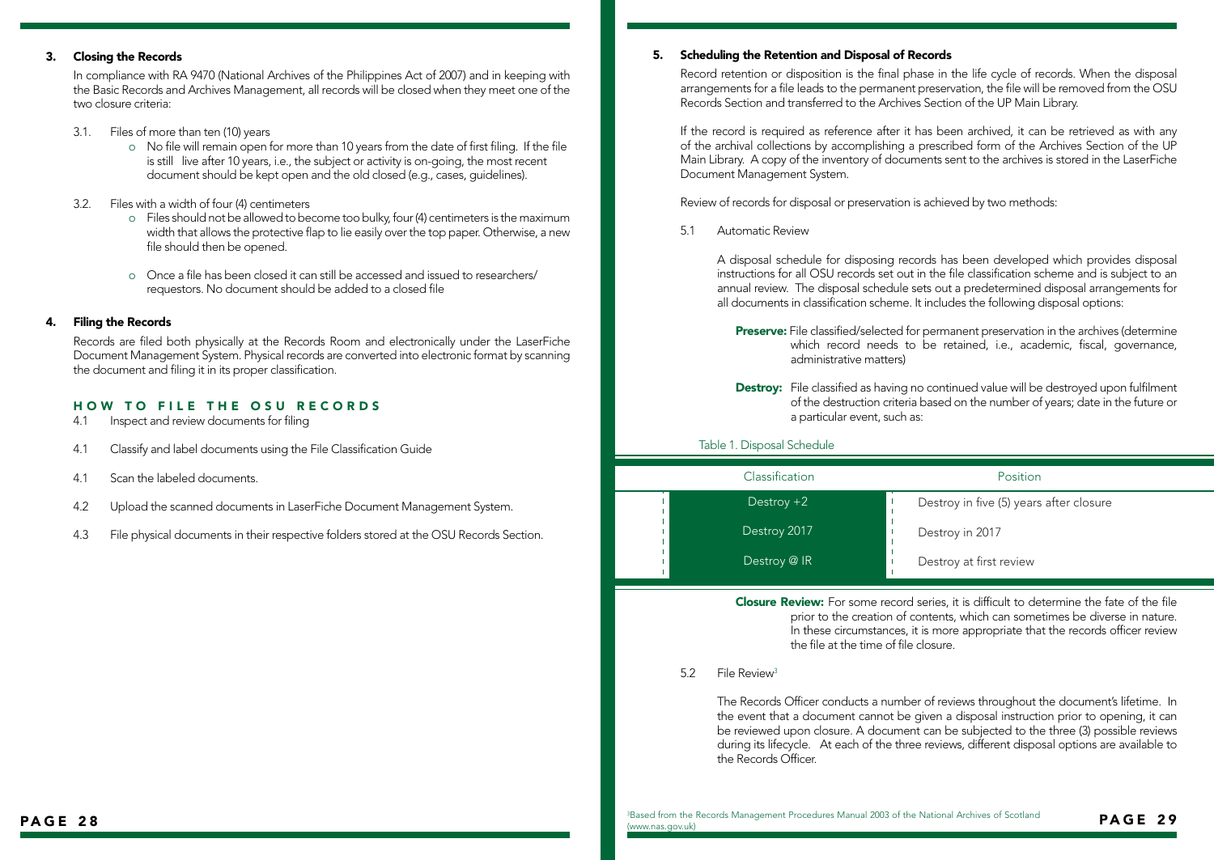### 3. Closing the Records

In compliance with RA 9470 (National Archives of the Philippines Act of 2007) and in keeping with the Basic Records and Archives Management, all records will be closed when they meet one of the two closure criteria:

3.1. Files of more than ten (10) years

- No file will remain open for more than 10 years from the date of first filing. If the file is still live after 10 years, i.e., the subject or activity is on-going, the most recent document should be kept open and the old closed (e.g., cases, guidelines).

3.2. Files with a width of four (4) centimeters

- Files should not be allowed to become too bulky, four (4) centimeters is the maximum width that allows the protective flap to lie easily over the top paper. Otherwise, a new file should then be opened.
- Once a file has been closed it can still be accessed and issued to researchers/ requestors. No document should be added to a closed file

### 4. Filing the Records

Records are filed both physically at the Records Room and electronically under the LaserFiche Document Management System. Physical records are converted into electronic format by scanning the document and filing it in its proper classification.

#### HOW TO FILE THE OSU RECORDS

4.1 Inspect and review documents for filing

4.1 Classify and label documents using the File Classification Guide

4.1 Scan the labeled documents.

4.2 Upload the scanned documents in LaserFiche Document Management System.

4.3 File physical documents in their respective folders stored at the OSU Records Section.

### 5. Scheduling the Retention and Disposal of Records

Record retention or disposition is the final phase in the life cycle of records. When the disposal arrangements for a file leads to the permanent preservation, the file will be removed from the OSU Records Section and transferred to the Archives Section of the UP Main Library.

If the record is required as reference after it has been archived, it can be retrieved as with any of the archival collections by accomplishing a prescribed form of the Archives Section of the UP Main Library. A copy of the inventory of documents sent to the archives is stored in the LaserFiche Document Management System.

Review of records for disposal or preservation is achieved by two methods:

5.1 Automatic Review

A disposal schedule for disposing records has been developed which provides disposal instructions for all OSU records set out in the file classification scheme and is subject to an annual review. The disposal schedule sets out a predetermined disposal arrangements for all documents in classification scheme. It includes the following disposal options:

**Preserve:** File classified/selected for permanent preservation in the archives (determine which record needs to be retained, i.e., academic, fiscal, governance, administrative matters)

**Destroy:** File classified as having no continued value will be destroyed upon fulfilment of the destruction criteria based on the number of years; date in the future or a particular event, such as:

Table 1. Disposal Schedule

| Classification | Position |
| --- | --- |
| Destroy +2 | Destroy in five (5) years after closure |
| Destroy 2017 | Destroy in 2017 |
| Destroy @ IR | Destroy at first review |

**Closure Review:** For some record series, it is difficult to determine the fate of the file prior to the creation of contents, which can sometimes be diverse in nature. In these circumstances, it is more appropriate that the records officer review the file at the time of file closure.

5.2 File Review[3]

The Records Officer conducts a number of reviews throughout the document's lifetime. In the event that a document cannot be given a disposal instruction prior to opening, it can be reviewed upon closure. A document can be subjected to the three (3) possible reviews during its lifecycle. At each of the three reviews, different disposal options are available to the Records Officer.

[3]Based from the Records Management Procedures Manual 2003 of the National Archives of Scotland (www.nas.gov.uk)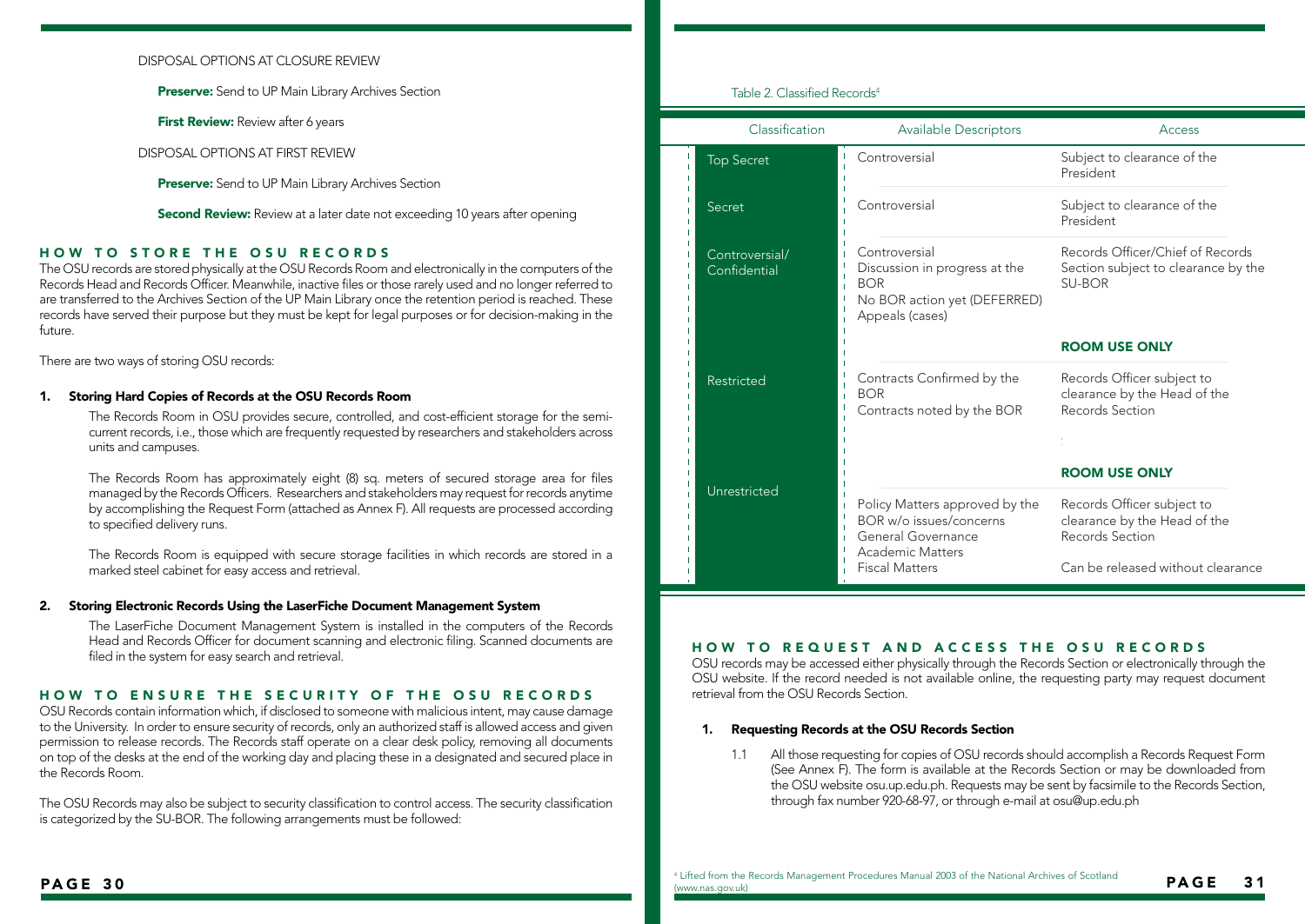DISPOSAL OPTIONS AT CLOSURE REVIEW

**Preserve:** Send to UP Main Library Archives Section

**First Review:** Review after 6 years

DISPOSAL OPTIONS AT FIRST REVIEW

**Preserve:** Send to UP Main Library Archives Section

**Second Review:** Review at a later date not exceeding 10 years after opening

## HOW TO STORE THE OSU RECORDS

The OSU records are stored physically at the OSU Records Room and electronically in the computers of the Records Head and Records Officer. Meanwhile, inactive files or those rarely used and no longer referred to are transferred to the Archives Section of the UP Main Library once the retention period is reached. These records have served their purpose but they must be kept for legal purposes or for decision-making in the future.

There are two ways of storing OSU records:

**1. Storing Hard Copies of Records at the OSU Records Room**

The Records Room in OSU provides secure, controlled, and cost-efficient storage for the semi-current records, i.e., those which are frequently requested by researchers and stakeholders across units and campuses.

The Records Room has approximately eight (8) sq. meters of secured storage area for files managed by the Records Officers. Researchers and stakeholders may request for records anytime by accomplishing the Request Form (attached as Annex F). All requests are processed according to specified delivery runs.

The Records Room is equipped with secure storage facilities in which records are stored in a marked steel cabinet for easy access and retrieval.

**2. Storing Electronic Records Using the LaserFiche Document Management System**

The LaserFiche Document Management System is installed in the computers of the Records Head and Records Officer for document scanning and electronic filing. Scanned documents are filed in the system for easy search and retrieval.

## HOW TO ENSURE THE SECURITY OF THE OSU RECORDS

OSU Records contain information which, if disclosed to someone with malicious intent, may cause damage to the University. In order to ensure security of records, only an authorized staff is allowed access and given permission to release records. The Records staff operate on a clear desk policy, removing all documents on top of the desks at the end of the working day and placing these in a designated and secured place in the Records Room.

The OSU Records may also be subject to security classification to control access. The security classification is categorized by the SU-BOR. The following arrangements must be followed:

Table 2. Classified Records[4]

| Classification | Available Descriptors | Access |
|---|---|---|
| Top Secret | Controversial | Subject to clearance of the President |
| Secret | Controversial | Subject to clearance of the President |
| Controversial/ Confidential | Controversial<br>Discussion in progress at the BOR<br>No BOR action yet (DEFERRED)<br>Appeals (cases) | Records Officer/Chief of Records Section subject to clearance by the SU-BOR<br>**ROOM USE ONLY** |
| Restricted | Contracts Confirmed by the BOR<br>Contracts noted by the BOR | Records Officer subject to clearance by the Head of the Records Section<br>**ROOM USE ONLY** |
| Unrestricted | Policy Matters approved by the BOR w/o issues/concerns<br>General Governance<br>Academic Matters<br>Fiscal Matters | Records Officer subject to clearance by the Head of the Records Section<br>Can be released without clearance |

## HOW TO REQUEST AND ACCESS THE OSU RECORDS

OSU records may be accessed either physically through the Records Section or electronically through the OSU website. If the record needed is not available online, the requesting party may request document retrieval from the OSU Records Section.

**1. Requesting Records at the OSU Records Section**

1.1 All those requesting for copies of OSU records should accomplish a Records Request Form (See Annex F). The form is available at the Records Section or may be downloaded from the OSU website osu.up.edu.ph. Requests may be sent by facsimile to the Records Section, through fax number 920-68-97, or through e-mail at osu@up.edu.ph

[4] Lifted from the Records Management Procedures Manual 2003 of the National Archives of Scotland (www.nas.gov.uk)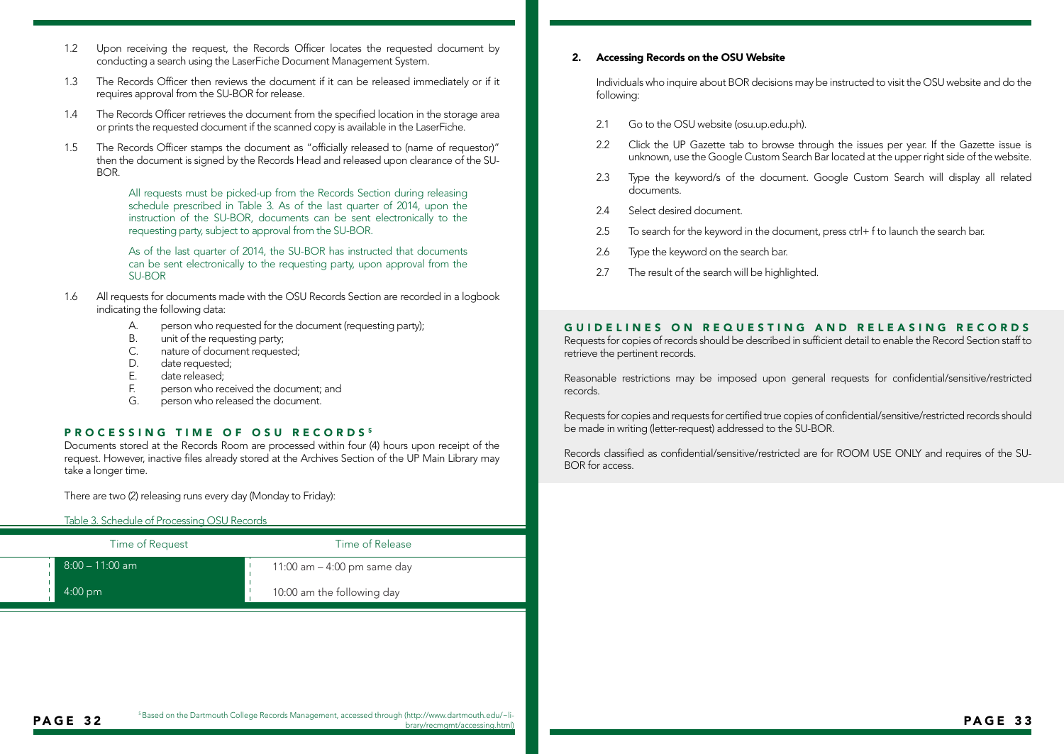1.2 Upon receiving the request, the Records Officer locates the requested document by conducting a search using the LaserFiche Document Management System.

1.3 The Records Officer then reviews the document if it can be released immediately or if it requires approval from the SU-BOR for release.

1.4 The Records Officer retrieves the document from the specified location in the storage area or prints the requested document if the scanned copy is available in the LaserFiche.

1.5 The Records Officer stamps the document as "officially released to (name of requestor)" then the document is signed by the Records Head and released upon clearance of the SU-BOR.

> All requests must be picked-up from the Records Section during releasing schedule prescribed in Table 3. As of the last quarter of 2014, upon the instruction of the SU-BOR, documents can be sent electronically to the requesting party, subject to approval from the SU-BOR.
>
> As of the last quarter of 2014, the SU-BOR has instructed that documents can be sent electronically to the requesting party, upon approval from the SU-BOR

1.6 All requests for documents made with the OSU Records Section are recorded in a logbook indicating the following data:

- A. person who requested for the document (requesting party);
- B. unit of the requesting party;
- C. nature of document requested;
- D. date requested;
- E. date released;
- F. person who received the document; and
- G. person who released the document.

## PROCESSING TIME OF OSU RECORDS[5]

Documents stored at the Records Room are processed within four (4) hours upon receipt of the request. However, inactive files already stored at the Archives Section of the UP Main Library may take a longer time.

There are two (2) releasing runs every day (Monday to Friday):

Table 3. Schedule of Processing OSU Records

| Time of Request | Time of Release |
|---|---|
| 8:00 – 11:00 am | 11:00 am – 4:00 pm same day |
| 4:00 pm | 10:00 am the following day |

[5] Based on the Dartmouth College Records Management, accessed through (http://www.dartmouth.edu/~library/recmgmt/accessing.html)

**2. Accessing Records on the OSU Website**

Individuals who inquire about BOR decisions may be instructed to visit the OSU website and do the following:

2.1 Go to the OSU website (osu.up.edu.ph).

2.2 Click the UP Gazette tab to browse through the issues per year. If the Gazette issue is unknown, use the Google Custom Search Bar located at the upper right side of the website.

2.3 Type the keyword/s of the document. Google Custom Search will display all related documents.

2.4 Select desired document.

2.5 To search for the keyword in the document, press ctrl+ f to launch the search bar.

2.6 Type the keyword on the search bar.

2.7 The result of the search will be highlighted.

## GUIDELINES ON REQUESTING AND RELEASING RECORDS

Requests for copies of records should be described in sufficient detail to enable the Record Section staff to retrieve the pertinent records.

Reasonable restrictions may be imposed upon general requests for confidential/sensitive/restricted records.

Requests for copies and requests for certified true copies of confidential/sensitive/restricted records should be made in writing (letter-request) addressed to the SU-BOR.

Records classified as confidential/sensitive/restricted are for ROOM USE ONLY and requires of the SU-BOR for access.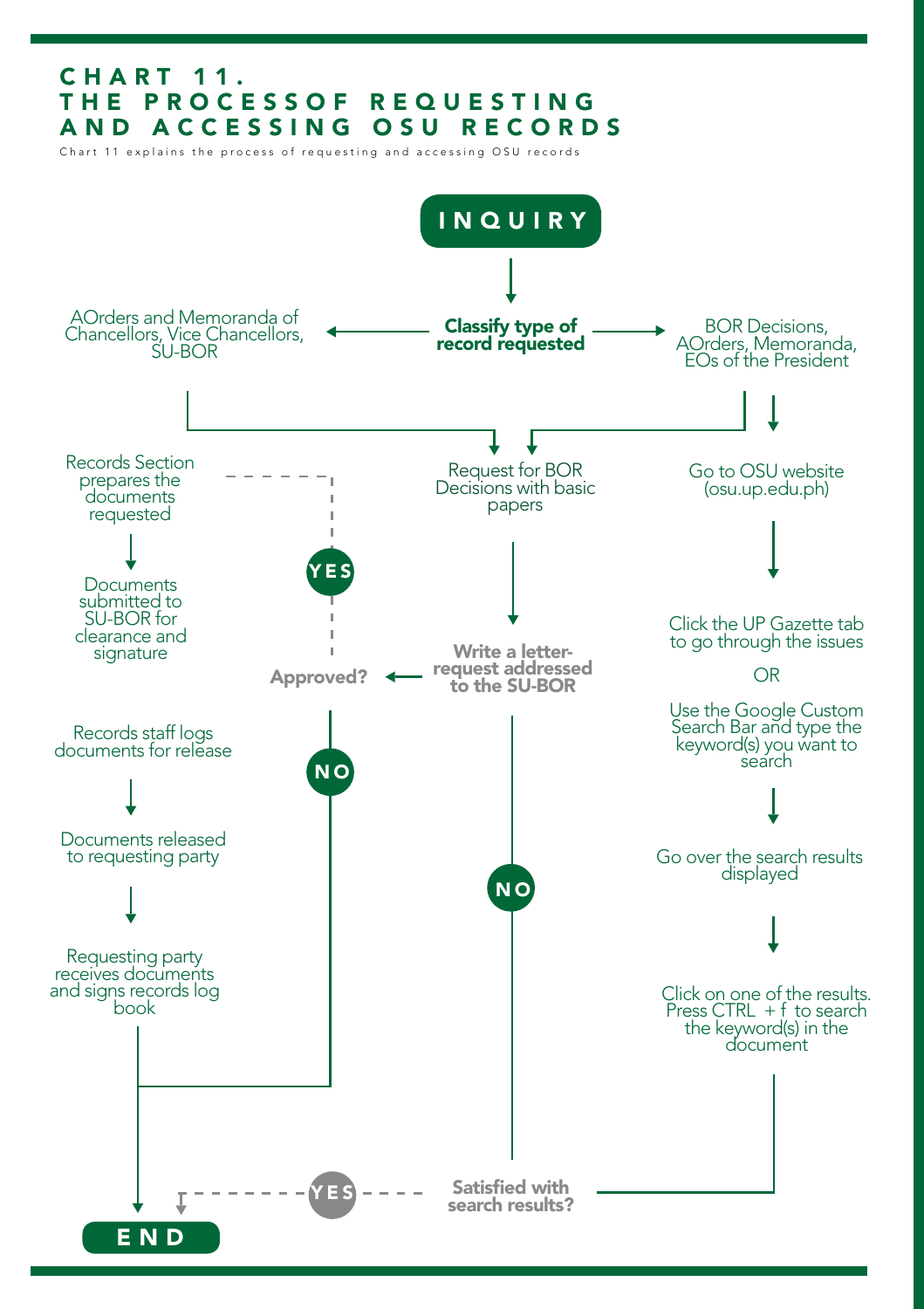# CHART 11. THE PROCESSOF REQUESTING AND ACCESSING OSU RECORDS

Chart 11 explains the process of requesting and accessing OSU records

INQUIRY

Classify type of record requested

AOrders and Memoranda of Chancellors, Vice Chancellors, SU-BOR

BOR Decisions, AOrders, Memoranda, EOs of the President

Request for BOR Decisions with basic papers

Write a letter-request addressed to the SU-BOR

Approved?

YES

Records Section prepares the documents requested

Documents submitted to SU-BOR for clearance and signature

Records staff logs documents for release

Documents released to requesting party

Requesting party receives documents and signs records log book

NO

Go to OSU website (osu.up.edu.ph)

Click the UP Gazette tab to go through the issues

OR

Use the Google Custom Search Bar and type the keyword(s) you want to search

Go over the search results displayed

Click on one of the results. Press CTRL + f to search the keyword(s) in the document

Satisfied with search results?

NO

YES

END